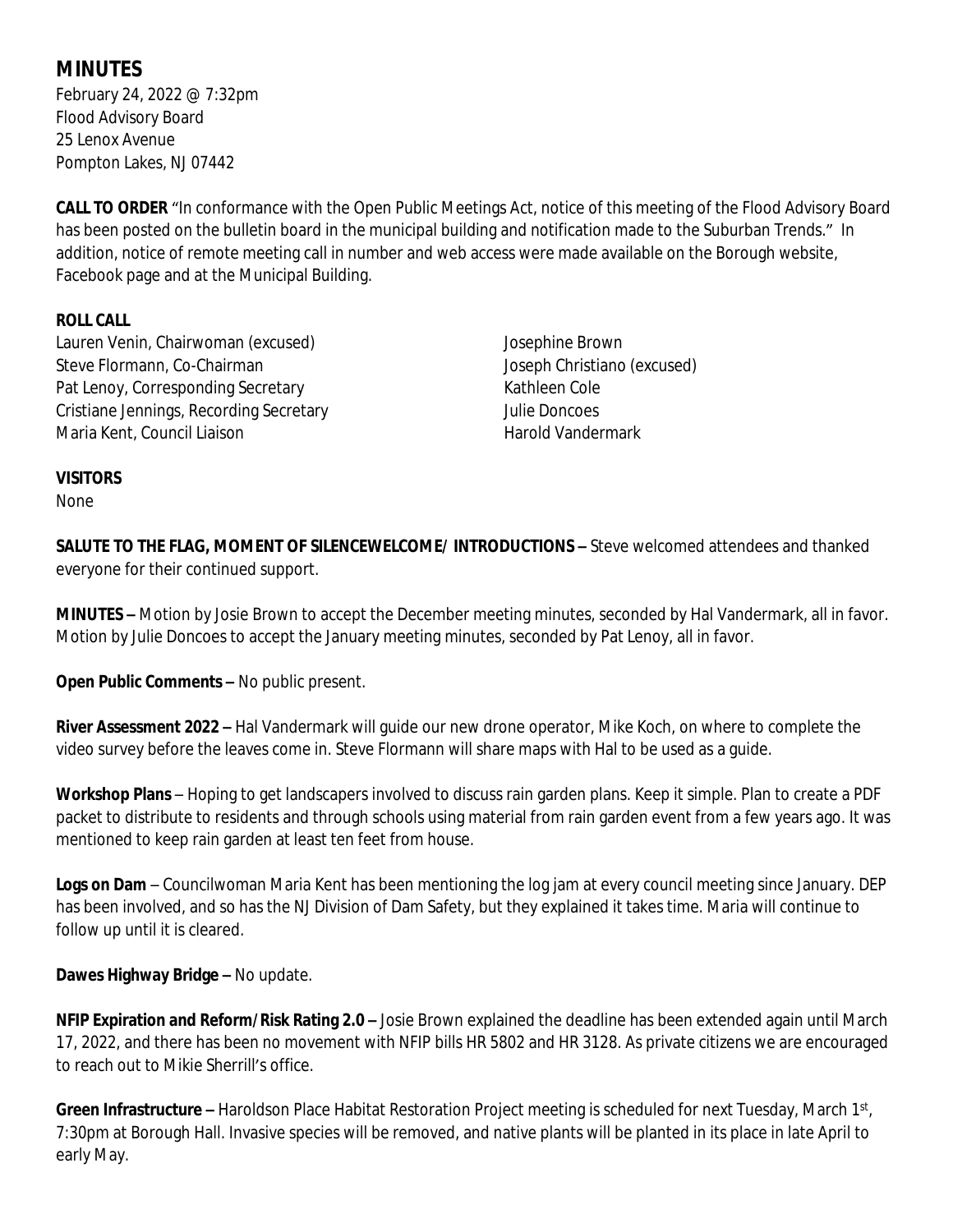# MINUTES

February 24, 2022 @ 7:32pm
Flood Advisory Board
25 Lenox Avenue
Pompton Lakes, NJ 07442

**CALL TO ORDER** "In conformance with the Open Public Meetings Act, notice of this meeting of the Flood Advisory Board has been posted on the bulletin board in the municipal building and notification made to the Suburban Trends." In addition, notice of remote meeting call in number and web access were made available on the Borough website, Facebook page and at the Municipal Building.

**ROLL CALL**

Lauren Venin, Chairwoman (excused)
Steve Flormann, Co-Chairman
Pat Lenoy, Corresponding Secretary
Cristiane Jennings, Recording Secretary
Maria Kent, Council Liaison
Josephine Brown
Joseph Christiano (excused)
Kathleen Cole
Julie Doncoes
Harold Vandermark

**VISITORS**

None

**SALUTE TO THE FLAG, MOMENT OF SILENCEWELCOME/ INTRODUCTIONS –** Steve welcomed attendees and thanked everyone for their continued support.

**MINUTES –** Motion by Josie Brown to accept the December meeting minutes, seconded by Hal Vandermark, all in favor. Motion by Julie Doncoes to accept the January meeting minutes, seconded by Pat Lenoy, all in favor.

**Open Public Comments –** No public present.

**River Assessment 2022 –** Hal Vandermark will guide our new drone operator, Mike Koch, on where to complete the video survey before the leaves come in. Steve Flormann will share maps with Hal to be used as a guide.

**Workshop Plans** – Hoping to get landscapers involved to discuss rain garden plans. Keep it simple. Plan to create a PDF packet to distribute to residents and through schools using material from rain garden event from a few years ago. It was mentioned to keep rain garden at least ten feet from house.

**Logs on Dam** – Councilwoman Maria Kent has been mentioning the log jam at every council meeting since January. DEP has been involved, and so has the NJ Division of Dam Safety, but they explained it takes time. Maria will continue to follow up until it is cleared.

**Dawes Highway Bridge –** No update.

**NFIP Expiration and Reform/Risk Rating 2.0 –** Josie Brown explained the deadline has been extended again until March 17, 2022, and there has been no movement with NFIP bills HR 5802 and HR 3128. As private citizens we are encouraged to reach out to Mikie Sherrill's office.

**Green Infrastructure –** Haroldson Place Habitat Restoration Project meeting is scheduled for next Tuesday, March 1st, 7:30pm at Borough Hall. Invasive species will be removed, and native plants will be planted in its place in late April to early May.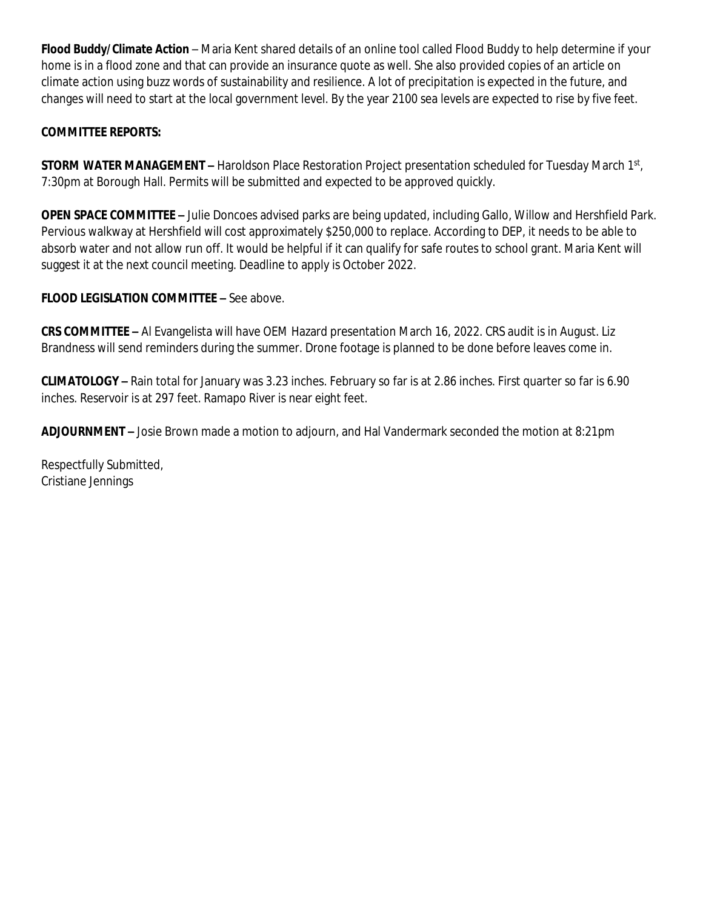**Flood Buddy/Climate Action** – Maria Kent shared details of an online tool called Flood Buddy to help determine if your home is in a flood zone and that can provide an insurance quote as well. She also provided copies of an article on climate action using buzz words of sustainability and resilience. A lot of precipitation is expected in the future, and changes will need to start at the local government level. By the year 2100 sea levels are expected to rise by five feet.

**COMMITTEE REPORTS:**

**STORM WATER MANAGEMENT –** Haroldson Place Restoration Project presentation scheduled for Tuesday March 1st, 7:30pm at Borough Hall. Permits will be submitted and expected to be approved quickly.

**OPEN SPACE COMMITTEE –** Julie Doncoes advised parks are being updated, including Gallo, Willow and Hershfield Park. Pervious walkway at Hershfield will cost approximately $250,000 to replace. According to DEP, it needs to be able to absorb water and not allow run off. It would be helpful if it can qualify for safe routes to school grant. Maria Kent will suggest it at the next council meeting. Deadline to apply is October 2022.

**FLOOD LEGISLATION COMMITTEE –** See above.

**CRS COMMITTEE –** Al Evangelista will have OEM Hazard presentation March 16, 2022. CRS audit is in August. Liz Brandness will send reminders during the summer. Drone footage is planned to be done before leaves come in.

**CLIMATOLOGY –** Rain total for January was 3.23 inches. February so far is at 2.86 inches. First quarter so far is 6.90 inches. Reservoir is at 297 feet. Ramapo River is near eight feet.

**ADJOURNMENT –** Josie Brown made a motion to adjourn, and Hal Vandermark seconded the motion at 8:21pm

Respectfully Submitted,
Cristiane Jennings